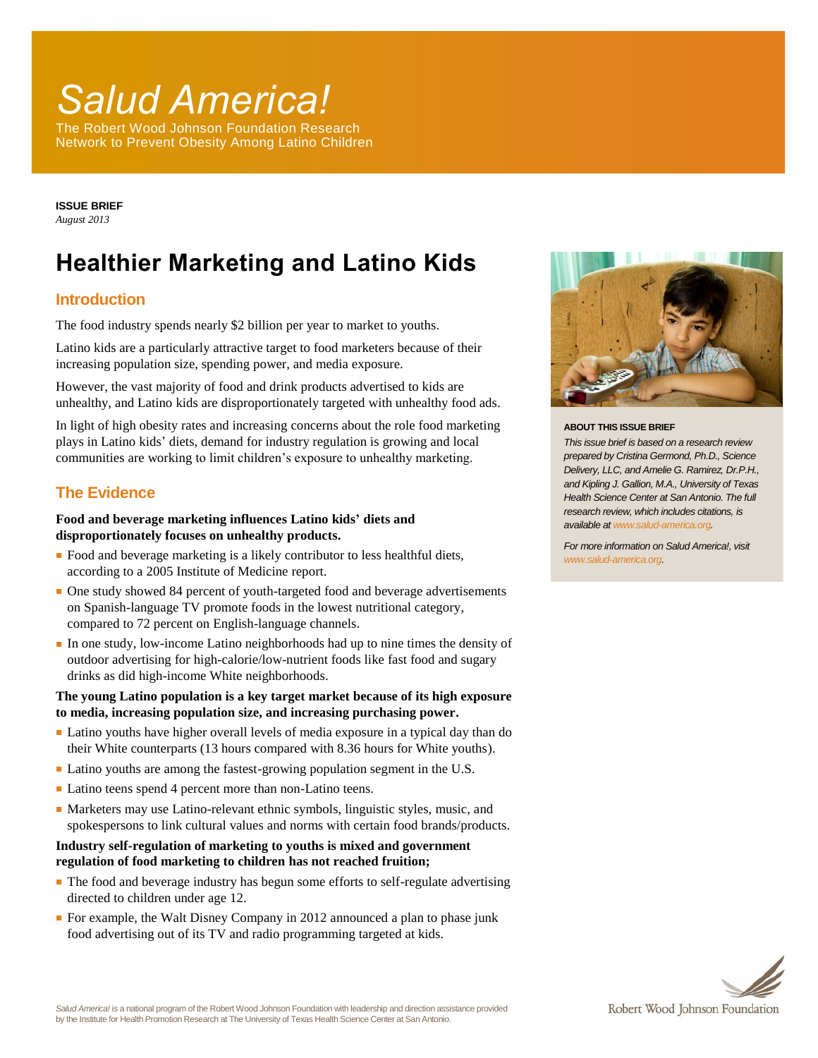# Salud America!

The Robert Wood Johnson Foundation Research Network to Prevent Obesity Among Latino Children

**ISSUE BRIEF**
*August 2013*

# Healthier Marketing and Latino Kids

## Introduction

The food industry spends nearly $2 billion per year to market to youths.

Latino kids are a particularly attractive target to food marketers because of their increasing population size, spending power, and media exposure.

However, the vast majority of food and drink products advertised to kids are unhealthy, and Latino kids are disproportionately targeted with unhealthy food ads.

In light of high obesity rates and increasing concerns about the role food marketing plays in Latino kids' diets, demand for industry regulation is growing and local communities are working to limit children's exposure to unhealthy marketing.

## The Evidence

**Food and beverage marketing influences Latino kids' diets and disproportionately focuses on unhealthy products.**

- Food and beverage marketing is a likely contributor to less healthful diets, according to a 2005 Institute of Medicine report.
- One study showed 84 percent of youth-targeted food and beverage advertisements on Spanish-language TV promote foods in the lowest nutritional category, compared to 72 percent on English-language channels.
- In one study, low-income Latino neighborhoods had up to nine times the density of outdoor advertising for high-calorie/low-nutrient foods like fast food and sugary drinks as did high-income White neighborhoods.

**The young Latino population is a key target market because of its high exposure to media, increasing population size, and increasing purchasing power.**

- Latino youths have higher overall levels of media exposure in a typical day than do their White counterparts (13 hours compared with 8.36 hours for White youths).
- Latino youths are among the fastest-growing population segment in the U.S.
- Latino teens spend 4 percent more than non-Latino teens.
- Marketers may use Latino-relevant ethnic symbols, linguistic styles, music, and spokespersons to link cultural values and norms with certain food brands/products.

**Industry self-regulation of marketing to youths is mixed and government regulation of food marketing to children has not reached fruition;**

- The food and beverage industry has begun some efforts to self-regulate advertising directed to children under age 12.
- For example, the Walt Disney Company in 2012 announced a plan to phase junk food advertising out of its TV and radio programming targeted at kids.

**ABOUT THIS ISSUE BRIEF**

*This issue brief is based on a research review prepared by Cristina Germond, Ph.D., Science Delivery, LLC, and Amelie G. Ramirez, Dr.P.H., and Kipling J. Gallion, M.A., University of Texas Health Science Center at San Antonio. The full research review, which includes citations, is available at www.salud-america.org.*

*For more information on Salud America!, visit www.salud-america.org.*

*Salud America!* is a national program of the Robert Wood Johnson Foundation with leadership and direction assistance provided by the Institute for Health Promotion Research at The University of Texas Health Science Center at San Antonio.

Robert Wood Johnson Foundation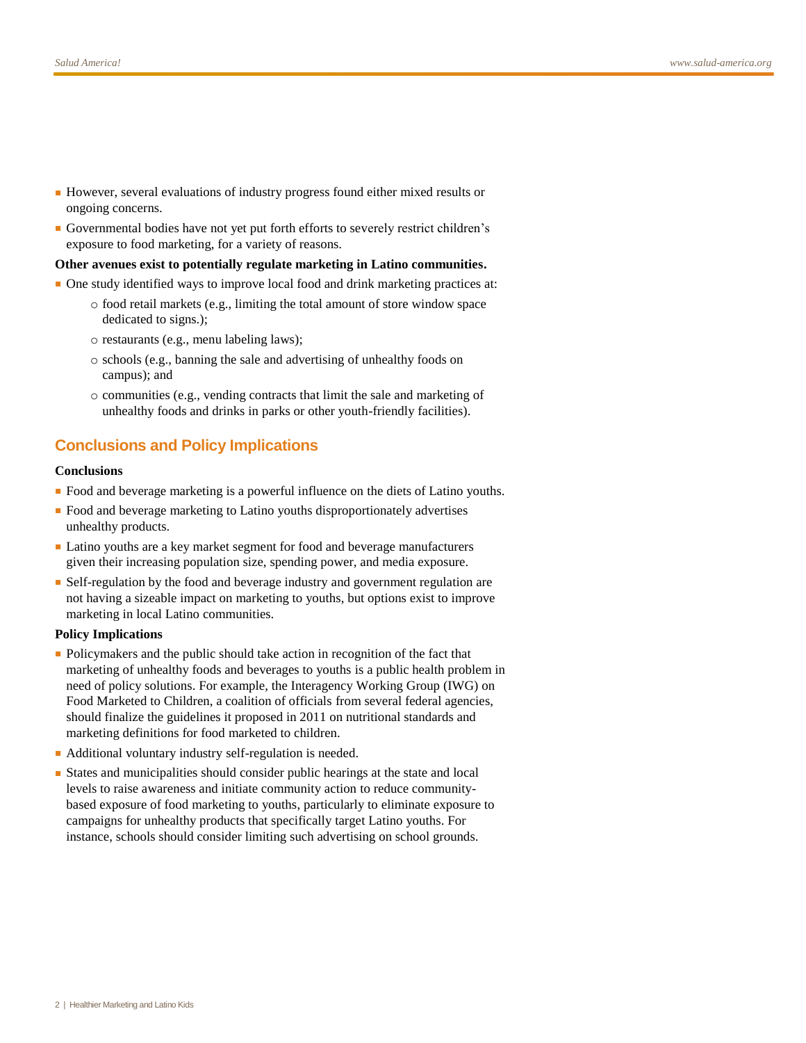- However, several evaluations of industry progress found either mixed results or ongoing concerns.
- Governmental bodies have not yet put forth efforts to severely restrict children's exposure to food marketing, for a variety of reasons.

**Other avenues exist to potentially regulate marketing in Latino communities.**

- One study identified ways to improve local food and drink marketing practices at:
  - food retail markets (e.g., limiting the total amount of store window space dedicated to signs.);
  - restaurants (e.g., menu labeling laws);
  - schools (e.g., banning the sale and advertising of unhealthy foods on campus); and
  - communities (e.g., vending contracts that limit the sale and marketing of unhealthy foods and drinks in parks or other youth-friendly facilities).

## Conclusions and Policy Implications

### Conclusions

- Food and beverage marketing is a powerful influence on the diets of Latino youths.
- Food and beverage marketing to Latino youths disproportionately advertises unhealthy products.
- Latino youths are a key market segment for food and beverage manufacturers given their increasing population size, spending power, and media exposure.
- Self-regulation by the food and beverage industry and government regulation are not having a sizeable impact on marketing to youths, but options exist to improve marketing in local Latino communities.

### Policy Implications

- Policymakers and the public should take action in recognition of the fact that marketing of unhealthy foods and beverages to youths is a public health problem in need of policy solutions. For example, the Interagency Working Group (IWG) on Food Marketed to Children, a coalition of officials from several federal agencies, should finalize the guidelines it proposed in 2011 on nutritional standards and marketing definitions for food marketed to children.
- Additional voluntary industry self-regulation is needed.
- States and municipalities should consider public hearings at the state and local levels to raise awareness and initiate community action to reduce community-based exposure of food marketing to youths, particularly to eliminate exposure to campaigns for unhealthy products that specifically target Latino youths. For instance, schools should consider limiting such advertising on school grounds.